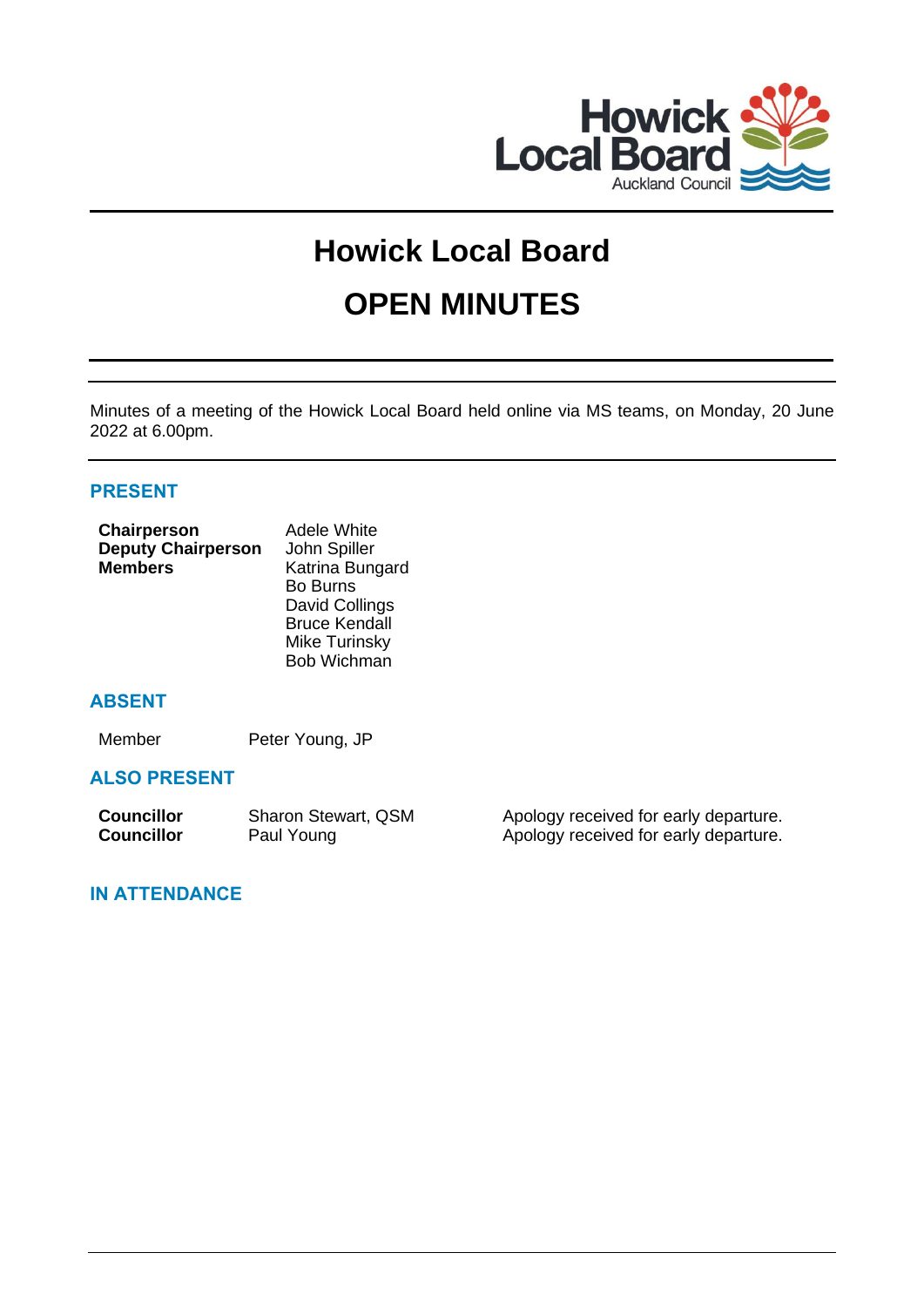# Howick Local Board

# OPEN MINUTES

Minutes of a meeting of the Howick Local Board held online via MS teams, on Monday, 20 June 2022 at 6.00pm.

## PRESENT

| | |
|---|---|
| **Chairperson** | Adele White |
| **Deputy Chairperson** | John Spiller |
| **Members** | Katrina Bungard |
| | Bo Burns |
| | David Collings |
| | Bruce Kendall |
| | Mike Turinsky |
| | Bob Wichman |

## ABSENT

| | |
|---|---|
| Member | Peter Young, JP |

## ALSO PRESENT

| | | |
|---|---|---|
| **Councillor** | Sharon Stewart, QSM | Apology received for early departure. |
| **Councillor** | Paul Young | Apology received for early departure. |

## IN ATTENDANCE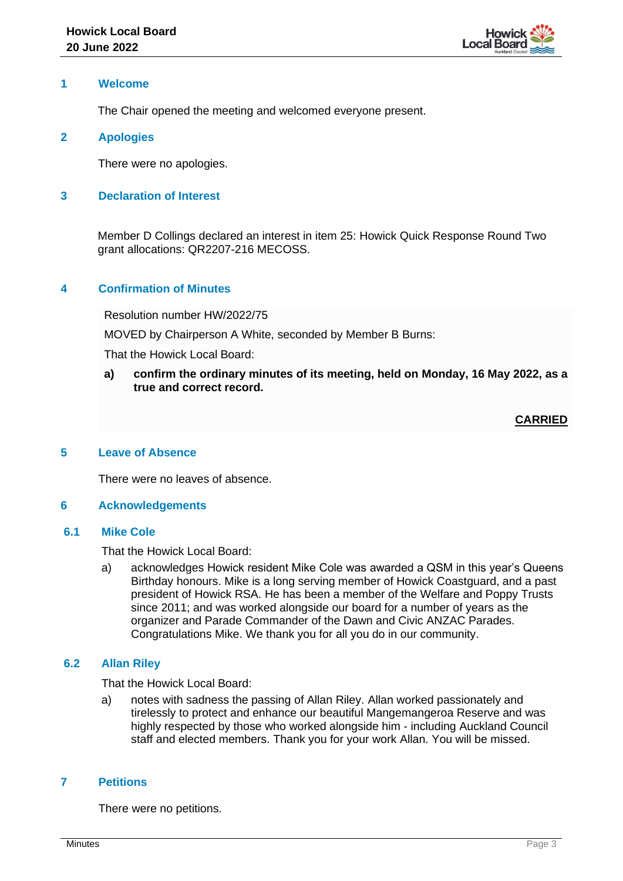## 1 Welcome

The Chair opened the meeting and welcomed everyone present.

## 2 Apologies

There were no apologies.

## 3 Declaration of Interest

Member D Collings declared an interest in item 25: Howick Quick Response Round Two grant allocations: QR2207-216 MECOSS.

## 4 Confirmation of Minutes

Resolution number HW/2022/75

MOVED by Chairperson A White, seconded by Member B Burns:

That the Howick Local Board:

**a) confirm the ordinary minutes of its meeting, held on Monday, 16 May 2022, as a true and correct record.**

**CARRIED**

## 5 Leave of Absence

There were no leaves of absence.

## 6 Acknowledgements

### 6.1 Mike Cole

That the Howick Local Board:

a) acknowledges Howick resident Mike Cole was awarded a QSM in this year's Queens Birthday honours. Mike is a long serving member of Howick Coastguard, and a past president of Howick RSA. He has been a member of the Welfare and Poppy Trusts since 2011; and was worked alongside our board for a number of years as the organizer and Parade Commander of the Dawn and Civic ANZAC Parades. Congratulations Mike. We thank you for all you do in our community.

### 6.2 Allan Riley

That the Howick Local Board:

a) notes with sadness the passing of Allan Riley. Allan worked passionately and tirelessly to protect and enhance our beautiful Mangemangeroa Reserve and was highly respected by those who worked alongside him - including Auckland Council staff and elected members. Thank you for your work Allan. You will be missed.

## 7 Petitions

There were no petitions.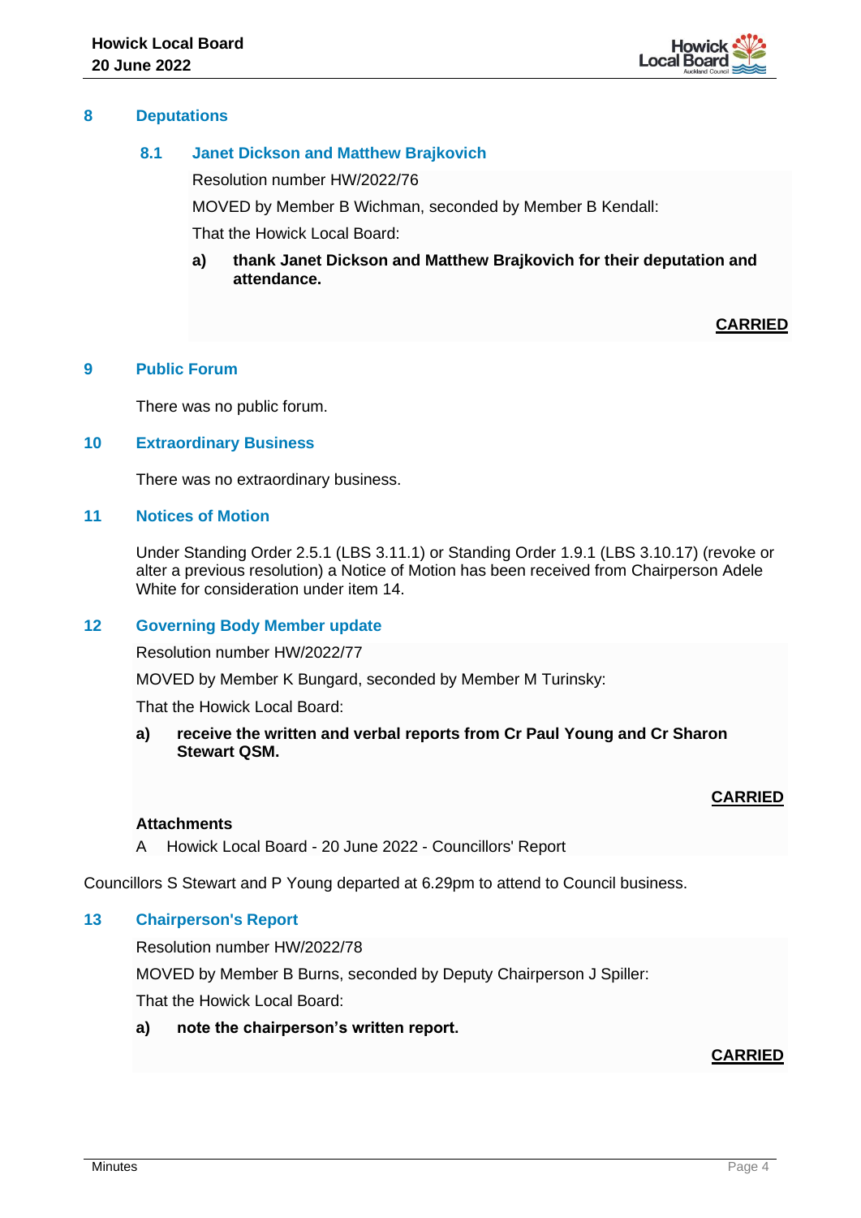## 8 Deputations

### 8.1 Janet Dickson and Matthew Brajkovich

Resolution number HW/2022/76

MOVED by Member B Wichman, seconded by Member B Kendall:

That the Howick Local Board:

a) **thank Janet Dickson and Matthew Brajkovich for their deputation and attendance.**

**CARRIED**

## 9 Public Forum

There was no public forum.

## 10 Extraordinary Business

There was no extraordinary business.

## 11 Notices of Motion

Under Standing Order 2.5.1 (LBS 3.11.1) or Standing Order 1.9.1 (LBS 3.10.17) (revoke or alter a previous resolution) a Notice of Motion has been received from Chairperson Adele White for consideration under item 14.

## 12 Governing Body Member update

Resolution number HW/2022/77

MOVED by Member K Bungard, seconded by Member M Turinsky:

That the Howick Local Board:

a) **receive the written and verbal reports from Cr Paul Young and Cr Sharon Stewart QSM.**

**CARRIED**

**Attachments**

A Howick Local Board - 20 June 2022 - Councillors' Report

Councillors S Stewart and P Young departed at 6.29pm to attend to Council business.

## 13 Chairperson's Report

Resolution number HW/2022/78

MOVED by Member B Burns, seconded by Deputy Chairperson J Spiller:

That the Howick Local Board:

a) **note the chairperson's written report.**

**CARRIED**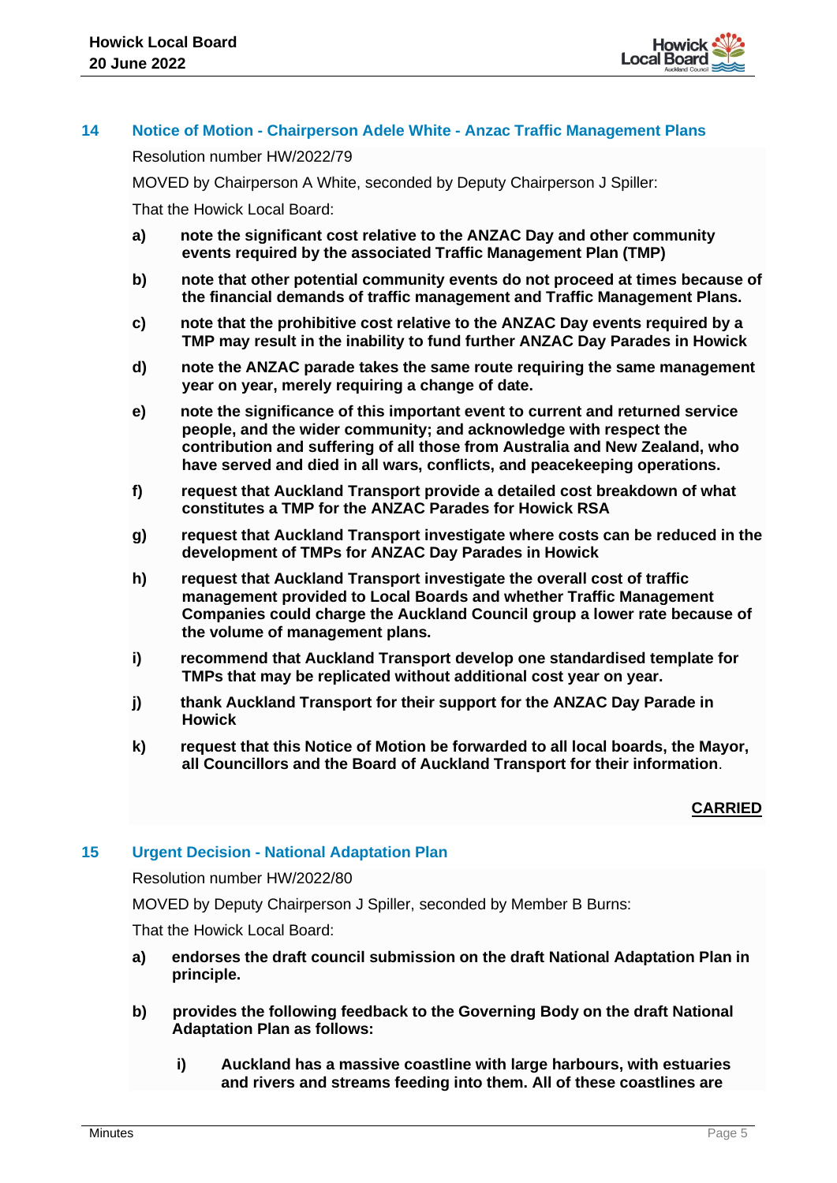## 14 Notice of Motion - Chairperson Adele White - Anzac Traffic Management Plans

Resolution number HW/2022/79

MOVED by Chairperson A White, seconded by Deputy Chairperson J Spiller:

That the Howick Local Board:

**a) note the significant cost relative to the ANZAC Day and other community events required by the associated Traffic Management Plan (TMP)**

**b) note that other potential community events do not proceed at times because of the financial demands of traffic management and Traffic Management Plans.**

**c) note that the prohibitive cost relative to the ANZAC Day events required by a TMP may result in the inability to fund further ANZAC Day Parades in Howick**

**d) note the ANZAC parade takes the same route requiring the same management year on year, merely requiring a change of date.**

**e) note the significance of this important event to current and returned service people, and the wider community; and acknowledge with respect the contribution and suffering of all those from Australia and New Zealand, who have served and died in all wars, conflicts, and peacekeeping operations.**

**f) request that Auckland Transport provide a detailed cost breakdown of what constitutes a TMP for the ANZAC Parades for Howick RSA**

**g) request that Auckland Transport investigate where costs can be reduced in the development of TMPs for ANZAC Day Parades in Howick**

**h) request that Auckland Transport investigate the overall cost of traffic management provided to Local Boards and whether Traffic Management Companies could charge the Auckland Council group a lower rate because of the volume of management plans.**

**i) recommend that Auckland Transport develop one standardised template for TMPs that may be replicated without additional cost year on year.**

**j) thank Auckland Transport for their support for the ANZAC Day Parade in Howick**

**k) request that this Notice of Motion be forwarded to all local boards, the Mayor, all Councillors and the Board of Auckland Transport for their information**.

**CARRIED**

## 15 Urgent Decision - National Adaptation Plan

Resolution number HW/2022/80

MOVED by Deputy Chairperson J Spiller, seconded by Member B Burns:

That the Howick Local Board:

**a) endorses the draft council submission on the draft National Adaptation Plan in principle.**

**b) provides the following feedback to the Governing Body on the draft National Adaptation Plan as follows:**

**i) Auckland has a massive coastline with large harbours, with estuaries and rivers and streams feeding into them. All of these coastlines are**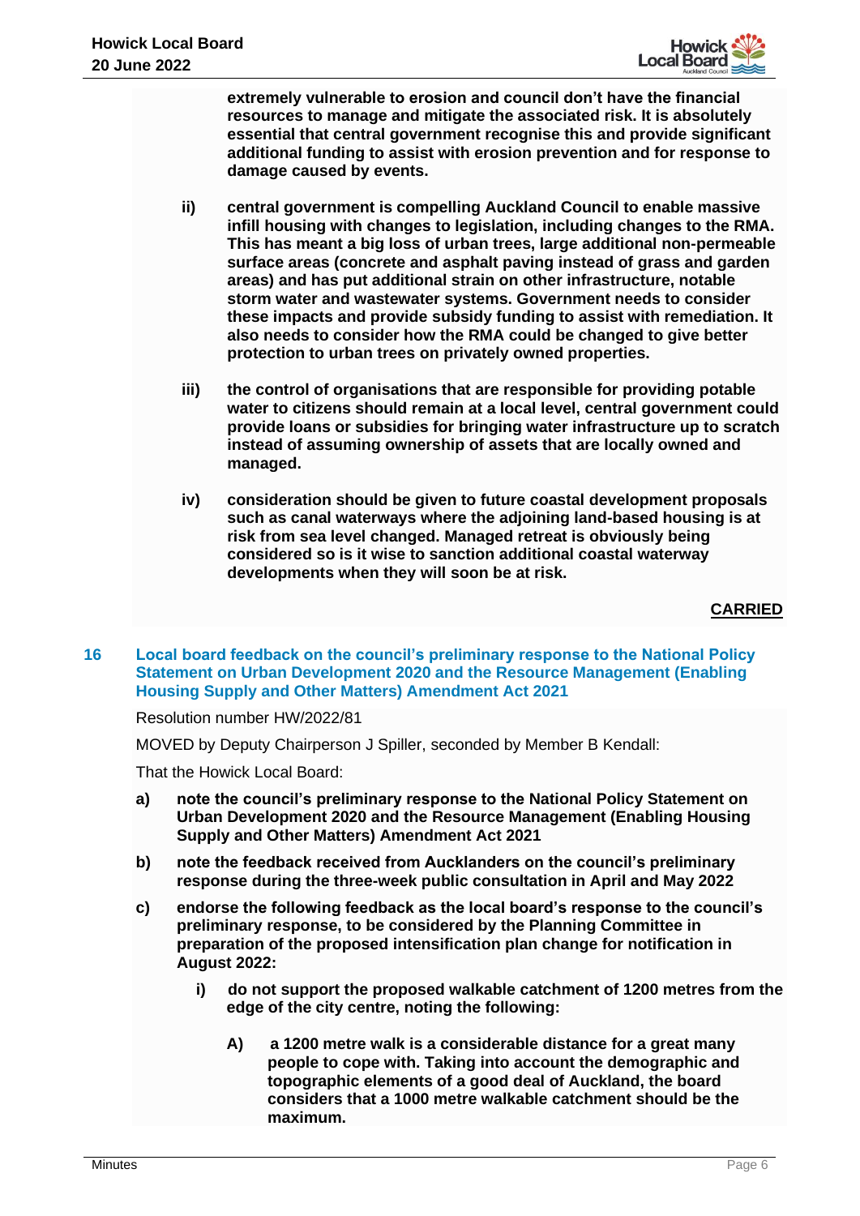**extremely vulnerable to erosion and council don't have the financial resources to manage and mitigate the associated risk. It is absolutely essential that central government recognise this and provide significant additional funding to assist with erosion prevention and for response to damage caused by events.**

- **ii)** **central government is compelling Auckland Council to enable massive infill housing with changes to legislation, including changes to the RMA. This has meant a big loss of urban trees, large additional non-permeable surface areas (concrete and asphalt paving instead of grass and garden areas) and has put additional strain on other infrastructure, notable storm water and wastewater systems. Government needs to consider these impacts and provide subsidy funding to assist with remediation. It also needs to consider how the RMA could be changed to give better protection to urban trees on privately owned properties.**

- **iii)** **the control of organisations that are responsible for providing potable water to citizens should remain at a local level, central government could provide loans or subsidies for bringing water infrastructure up to scratch instead of assuming ownership of assets that are locally owned and managed.**

- **iv)** **consideration should be given to future coastal development proposals such as canal waterways where the adjoining land-based housing is at risk from sea level changed. Managed retreat is obviously being considered so is it wise to sanction additional coastal waterway developments when they will soon be at risk.**

**CARRIED**

## 16 Local board feedback on the council's preliminary response to the National Policy Statement on Urban Development 2020 and the Resource Management (Enabling Housing Supply and Other Matters) Amendment Act 2021

Resolution number HW/2022/81

MOVED by Deputy Chairperson J Spiller, seconded by Member B Kendall:

That the Howick Local Board:

- **a)** **note the council's preliminary response to the National Policy Statement on Urban Development 2020 and the Resource Management (Enabling Housing Supply and Other Matters) Amendment Act 2021**
- **b)** **note the feedback received from Aucklanders on the council's preliminary response during the three-week public consultation in April and May 2022**
- **c)** **endorse the following feedback as the local board's response to the council's preliminary response, to be considered by the Planning Committee in preparation of the proposed intensification plan change for notification in August 2022:**
  - **i)** **do not support the proposed walkable catchment of 1200 metres from the edge of the city centre, noting the following:**
    - **A)** **a 1200 metre walk is a considerable distance for a great many people to cope with. Taking into account the demographic and topographic elements of a good deal of Auckland, the board considers that a 1000 metre walkable catchment should be the maximum.**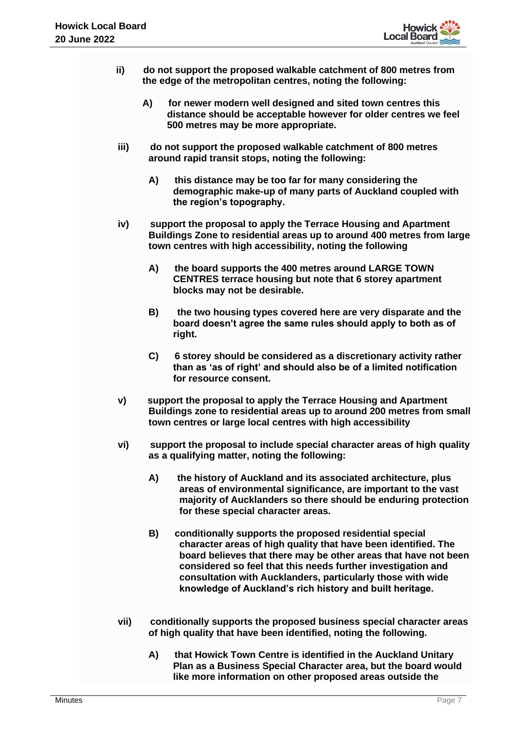**ii) do not support the proposed walkable catchment of 800 metres from the edge of the metropolitan centres, noting the following:**

**A) for newer modern well designed and sited town centres this distance should be acceptable however for older centres we feel 500 metres may be more appropriate.**

**iii) do not support the proposed walkable catchment of 800 metres around rapid transit stops, noting the following:**

**A) this distance may be too far for many considering the demographic make-up of many parts of Auckland coupled with the region's topography.**

**iv) support the proposal to apply the Terrace Housing and Apartment Buildings Zone to residential areas up to around 400 metres from large town centres with high accessibility, noting the following**

**A) the board supports the 400 metres around LARGE TOWN CENTRES terrace housing but note that 6 storey apartment blocks may not be desirable.**

**B) the two housing types covered here are very disparate and the board doesn't agree the same rules should apply to both as of right.**

**C) 6 storey should be considered as a discretionary activity rather than as 'as of right' and should also be of a limited notification for resource consent.**

**v) support the proposal to apply the Terrace Housing and Apartment Buildings zone to residential areas up to around 200 metres from small town centres or large local centres with high accessibility**

**vi) support the proposal to include special character areas of high quality as a qualifying matter, noting the following:**

**A) the history of Auckland and its associated architecture, plus areas of environmental significance, are important to the vast majority of Aucklanders so there should be enduring protection for these special character areas.**

**B) conditionally supports the proposed residential special character areas of high quality that have been identified. The board believes that there may be other areas that have not been considered so feel that this needs further investigation and consultation with Aucklanders, particularly those with wide knowledge of Auckland's rich history and built heritage.**

**vii) conditionally supports the proposed business special character areas of high quality that have been identified, noting the following.**

**A) that Howick Town Centre is identified in the Auckland Unitary Plan as a Business Special Character area, but the board would like more information on other proposed areas outside the**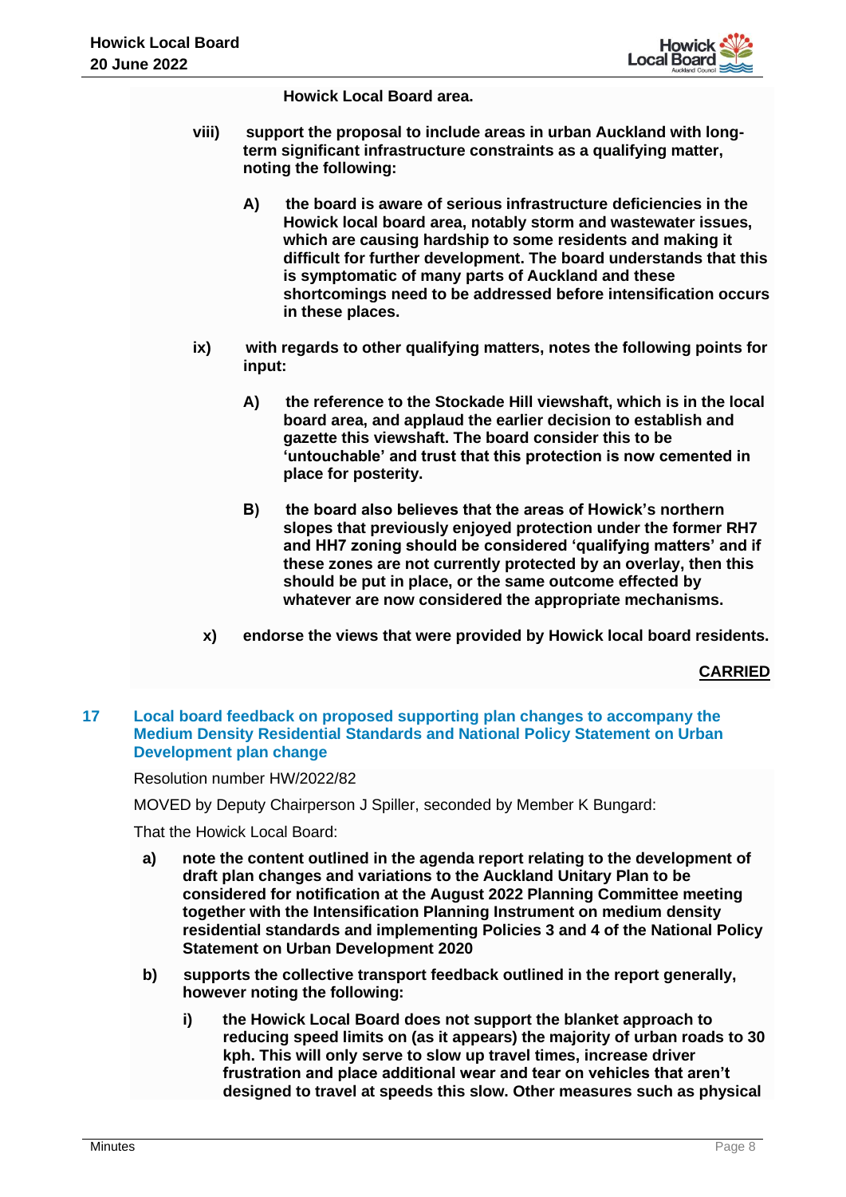**Howick Local Board area.**

**viii) support the proposal to include areas in urban Auckland with long-term significant infrastructure constraints as a qualifying matter, noting the following:**

**A) the board is aware of serious infrastructure deficiencies in the Howick local board area, notably storm and wastewater issues, which are causing hardship to some residents and making it difficult for further development. The board understands that this is symptomatic of many parts of Auckland and these shortcomings need to be addressed before intensification occurs in these places.**

**ix) with regards to other qualifying matters, notes the following points for input:**

**A) the reference to the Stockade Hill viewshaft, which is in the local board area, and applaud the earlier decision to establish and gazette this viewshaft. The board consider this to be 'untouchable' and trust that this protection is now cemented in place for posterity.**

**B) the board also believes that the areas of Howick's northern slopes that previously enjoyed protection under the former RH7 and HH7 zoning should be considered 'qualifying matters' and if these zones are not currently protected by an overlay, then this should be put in place, or the same outcome effected by whatever are now considered the appropriate mechanisms.**

**x) endorse the views that were provided by Howick local board residents.**

**CARRIED**

## 17 Local board feedback on proposed supporting plan changes to accompany the Medium Density Residential Standards and National Policy Statement on Urban Development plan change

Resolution number HW/2022/82

MOVED by Deputy Chairperson J Spiller, seconded by Member K Bungard:

That the Howick Local Board:

**a) note the content outlined in the agenda report relating to the development of draft plan changes and variations to the Auckland Unitary Plan to be considered for notification at the August 2022 Planning Committee meeting together with the Intensification Planning Instrument on medium density residential standards and implementing Policies 3 and 4 of the National Policy Statement on Urban Development 2020**

**b) supports the collective transport feedback outlined in the report generally, however noting the following:**

**i) the Howick Local Board does not support the blanket approach to reducing speed limits on (as it appears) the majority of urban roads to 30 kph. This will only serve to slow up travel times, increase driver frustration and place additional wear and tear on vehicles that aren't designed to travel at speeds this slow. Other measures such as physical**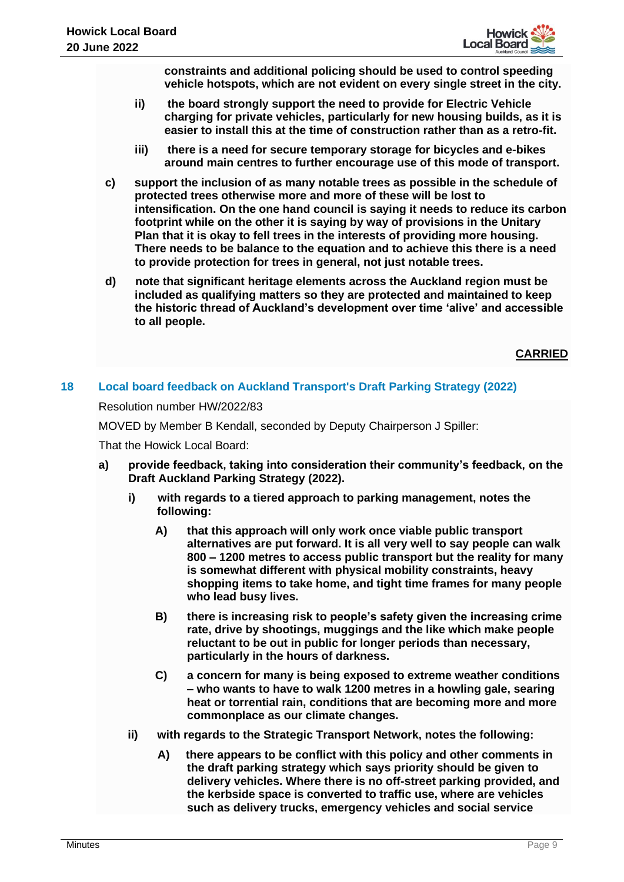**constraints and additional policing should be used to control speeding vehicle hotspots, which are not evident on every single street in the city.**

ii) **the board strongly support the need to provide for Electric Vehicle charging for private vehicles, particularly for new housing builds, as it is easier to install this at the time of construction rather than as a retro-fit.**

iii) **there is a need for secure temporary storage for bicycles and e-bikes around main centres to further encourage use of this mode of transport.**

c) **support the inclusion of as many notable trees as possible in the schedule of protected trees otherwise more and more of these will be lost to intensification. On the one hand council is saying it needs to reduce its carbon footprint while on the other it is saying by way of provisions in the Unitary Plan that it is okay to fell trees in the interests of providing more housing. There needs to be balance to the equation and to achieve this there is a need to provide protection for trees in general, not just notable trees.**

d) **note that significant heritage elements across the Auckland region must be included as qualifying matters so they are protected and maintained to keep the historic thread of Auckland's development over time 'alive' and accessible to all people.**

**CARRIED**

## 18 Local board feedback on Auckland Transport's Draft Parking Strategy (2022)

Resolution number HW/2022/83

MOVED by Member B Kendall, seconded by Deputy Chairperson J Spiller:

That the Howick Local Board:

a) **provide feedback, taking into consideration their community's feedback, on the Draft Auckland Parking Strategy (2022).**

i) **with regards to a tiered approach to parking management, notes the following:**

A) **that this approach will only work once viable public transport alternatives are put forward. It is all very well to say people can walk 800 – 1200 metres to access public transport but the reality for many is somewhat different with physical mobility constraints, heavy shopping items to take home, and tight time frames for many people who lead busy lives.**

B) **there is increasing risk to people's safety given the increasing crime rate, drive by shootings, muggings and the like which make people reluctant to be out in public for longer periods than necessary, particularly in the hours of darkness.**

C) **a concern for many is being exposed to extreme weather conditions – who wants to have to walk 1200 metres in a howling gale, searing heat or torrential rain, conditions that are becoming more and more commonplace as our climate changes.**

ii) **with regards to the Strategic Transport Network, notes the following:**

A) **there appears to be conflict with this policy and other comments in the draft parking strategy which says priority should be given to delivery vehicles. Where there is no off-street parking provided, and the kerbside space is converted to traffic use, where are vehicles such as delivery trucks, emergency vehicles and social service**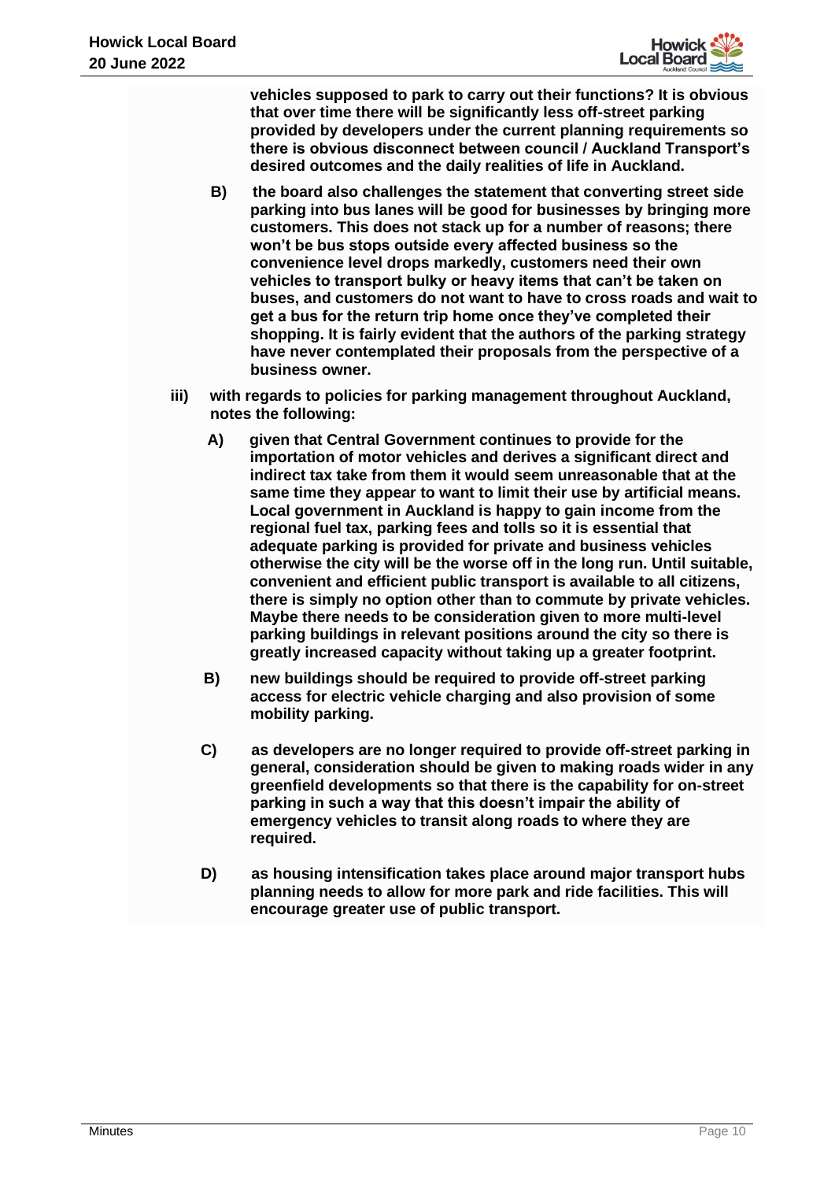**vehicles supposed to park to carry out their functions? It is obvious that over time there will be significantly less off-street parking provided by developers under the current planning requirements so there is obvious disconnect between council / Auckland Transport's desired outcomes and the daily realities of life in Auckland.**

**B) the board also challenges the statement that converting street side parking into bus lanes will be good for businesses by bringing more customers. This does not stack up for a number of reasons; there won't be bus stops outside every affected business so the convenience level drops markedly, customers need their own vehicles to transport bulky or heavy items that can't be taken on buses, and customers do not want to have to cross roads and wait to get a bus for the return trip home once they've completed their shopping. It is fairly evident that the authors of the parking strategy have never contemplated their proposals from the perspective of a business owner.**

**iii) with regards to policies for parking management throughout Auckland, notes the following:**

**A) given that Central Government continues to provide for the importation of motor vehicles and derives a significant direct and indirect tax take from them it would seem unreasonable that at the same time they appear to want to limit their use by artificial means. Local government in Auckland is happy to gain income from the regional fuel tax, parking fees and tolls so it is essential that adequate parking is provided for private and business vehicles otherwise the city will be the worse off in the long run. Until suitable, convenient and efficient public transport is available to all citizens, there is simply no option other than to commute by private vehicles. Maybe there needs to be consideration given to more multi-level parking buildings in relevant positions around the city so there is greatly increased capacity without taking up a greater footprint.**

**B) new buildings should be required to provide off-street parking access for electric vehicle charging and also provision of some mobility parking.**

**C) as developers are no longer required to provide off-street parking in general, consideration should be given to making roads wider in any greenfield developments so that there is the capability for on-street parking in such a way that this doesn't impair the ability of emergency vehicles to transit along roads to where they are required.**

**D) as housing intensification takes place around major transport hubs planning needs to allow for more park and ride facilities. This will encourage greater use of public transport.**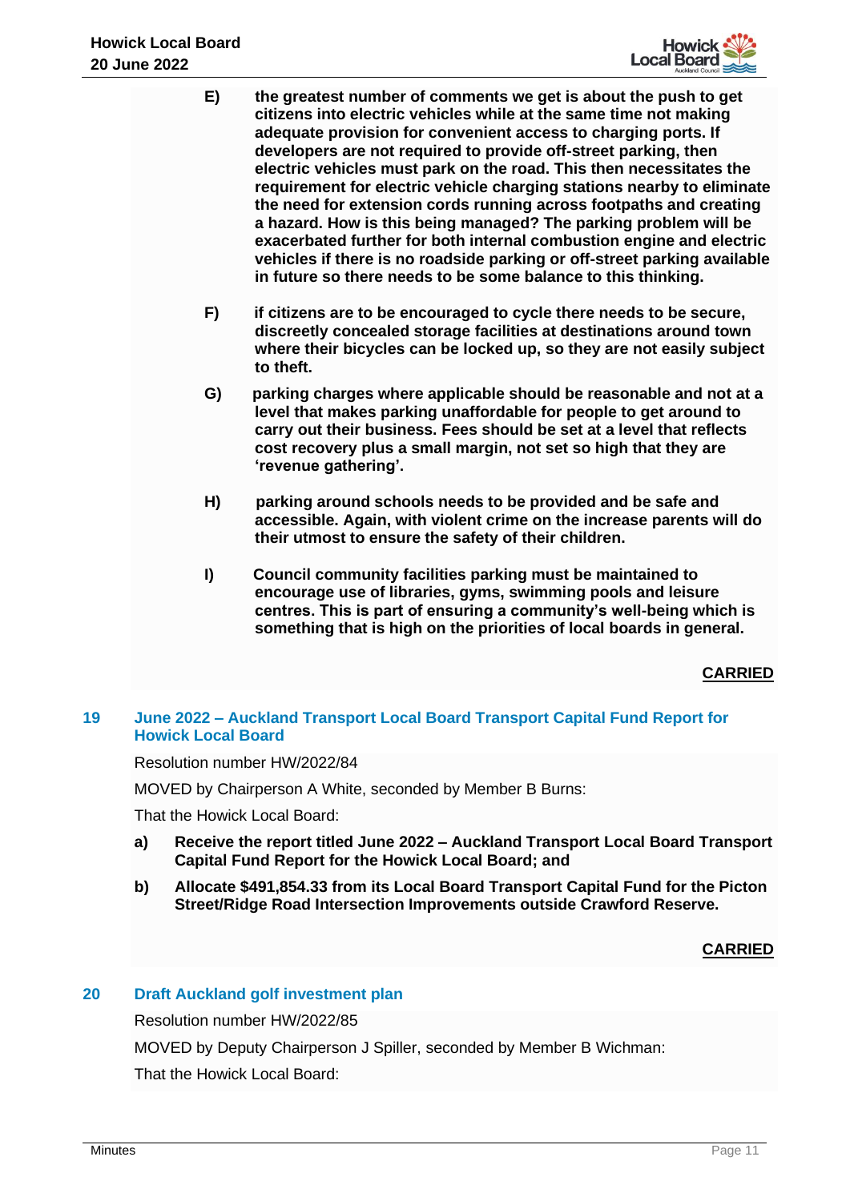**E) the greatest number of comments we get is about the push to get citizens into electric vehicles while at the same time not making adequate provision for convenient access to charging ports. If developers are not required to provide off-street parking, then electric vehicles must park on the road. This then necessitates the requirement for electric vehicle charging stations nearby to eliminate the need for extension cords running across footpaths and creating a hazard. How is this being managed? The parking problem will be exacerbated further for both internal combustion engine and electric vehicles if there is no roadside parking or off-street parking available in future so there needs to be some balance to this thinking.**

**F) if citizens are to be encouraged to cycle there needs to be secure, discreetly concealed storage facilities at destinations around town where their bicycles can be locked up, so they are not easily subject to theft.**

**G) parking charges where applicable should be reasonable and not at a level that makes parking unaffordable for people to get around to carry out their business. Fees should be set at a level that reflects cost recovery plus a small margin, not set so high that they are 'revenue gathering'.**

**H) parking around schools needs to be provided and be safe and accessible. Again, with violent crime on the increase parents will do their utmost to ensure the safety of their children.**

**I) Council community facilities parking must be maintained to encourage use of libraries, gyms, swimming pools and leisure centres. This is part of ensuring a community's well-being which is something that is high on the priorities of local boards in general.**

**CARRIED**

## 19 June 2022 – Auckland Transport Local Board Transport Capital Fund Report for Howick Local Board

Resolution number HW/2022/84

MOVED by Chairperson A White, seconded by Member B Burns:

That the Howick Local Board:

**a) Receive the report titled June 2022 – Auckland Transport Local Board Transport Capital Fund Report for the Howick Local Board; and**

**b) Allocate $491,854.33 from its Local Board Transport Capital Fund for the Picton Street/Ridge Road Intersection Improvements outside Crawford Reserve.**

**CARRIED**

## 20 Draft Auckland golf investment plan

Resolution number HW/2022/85

MOVED by Deputy Chairperson J Spiller, seconded by Member B Wichman:

That the Howick Local Board: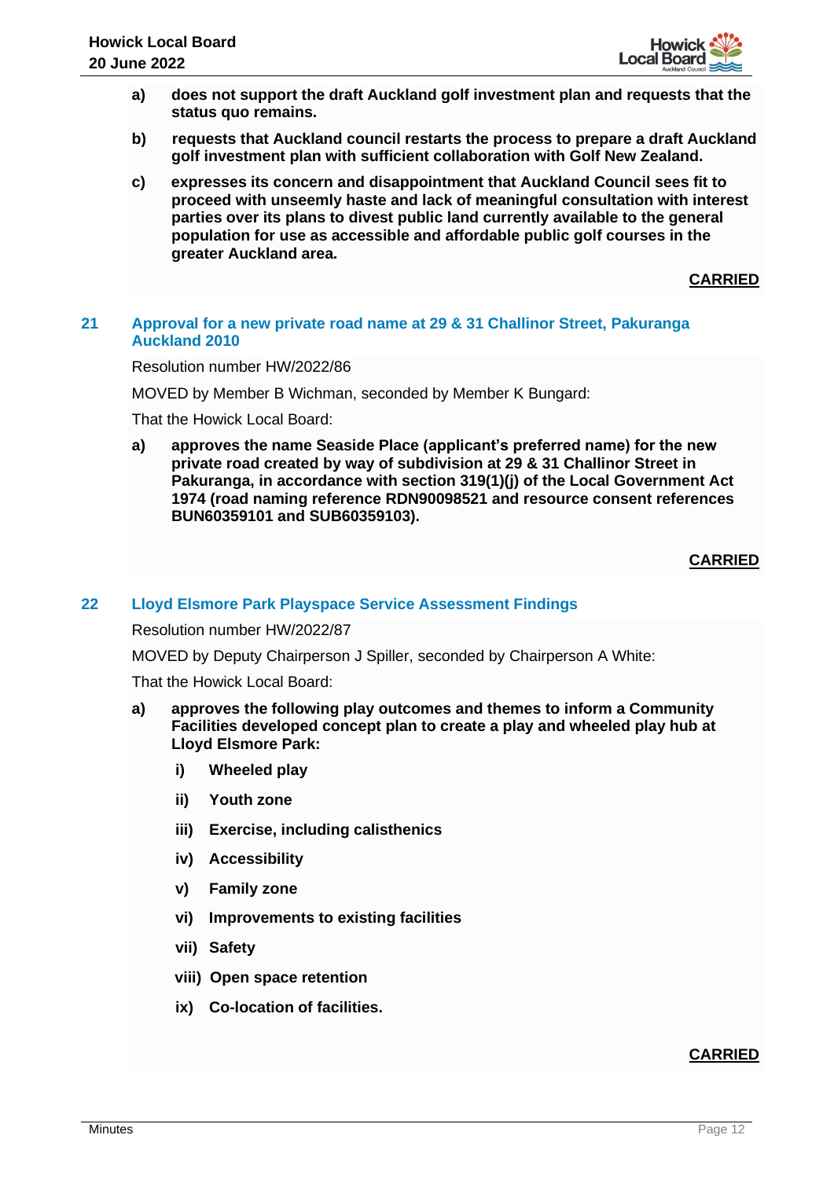**a) does not support the draft Auckland golf investment plan and requests that the status quo remains.**

**b) requests that Auckland council restarts the process to prepare a draft Auckland golf investment plan with sufficient collaboration with Golf New Zealand.**

**c) expresses its concern and disappointment that Auckland Council sees fit to proceed with unseemly haste and lack of meaningful consultation with interest parties over its plans to divest public land currently available to the general population for use as accessible and affordable public golf courses in the greater Auckland area.**

**CARRIED**

## 21 Approval for a new private road name at 29 & 31 Challinor Street, Pakuranga Auckland 2010

Resolution number HW/2022/86

MOVED by Member B Wichman, seconded by Member K Bungard:

That the Howick Local Board:

**a) approves the name Seaside Place (applicant's preferred name) for the new private road created by way of subdivision at 29 & 31 Challinor Street in Pakuranga, in accordance with section 319(1)(j) of the Local Government Act 1974 (road naming reference RDN90098521 and resource consent references BUN60359101 and SUB60359103).**

**CARRIED**

## 22 Lloyd Elsmore Park Playspace Service Assessment Findings

Resolution number HW/2022/87

MOVED by Deputy Chairperson J Spiller, seconded by Chairperson A White:

That the Howick Local Board:

**a) approves the following play outcomes and themes to inform a Community Facilities developed concept plan to create a play and wheeled play hub at Lloyd Elsmore Park:**

- **i) Wheeled play**
- **ii) Youth zone**
- **iii) Exercise, including calisthenics**
- **iv) Accessibility**
- **v) Family zone**
- **vi) Improvements to existing facilities**
- **vii) Safety**
- **viii) Open space retention**
- **ix) Co-location of facilities.**

**CARRIED**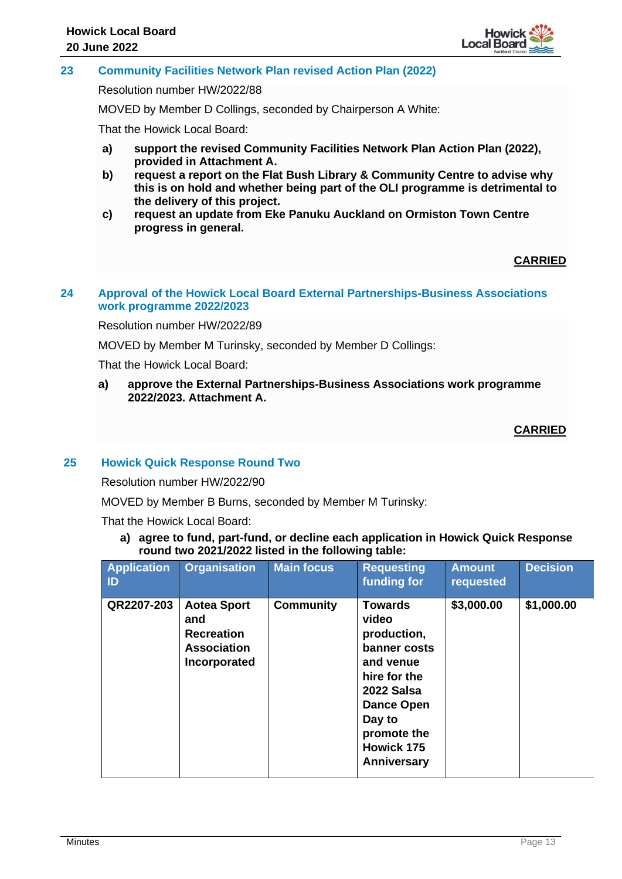## 23 Community Facilities Network Plan revised Action Plan (2022)

Resolution number HW/2022/88

MOVED by Member D Collings, seconded by Chairperson A White:

That the Howick Local Board:

**a) support the revised Community Facilities Network Plan Action Plan (2022), provided in Attachment A.**

**b) request a report on the Flat Bush Library & Community Centre to advise why this is on hold and whether being part of the OLI programme is detrimental to the delivery of this project.**

**c) request an update from Eke Panuku Auckland on Ormiston Town Centre progress in general.**

**CARRIED**

## 24 Approval of the Howick Local Board External Partnerships-Business Associations work programme 2022/2023

Resolution number HW/2022/89

MOVED by Member M Turinsky, seconded by Member D Collings:

That the Howick Local Board:

**a) approve the External Partnerships-Business Associations work programme 2022/2023. Attachment A.**

**CARRIED**

## 25 Howick Quick Response Round Two

Resolution number HW/2022/90

MOVED by Member B Burns, seconded by Member M Turinsky:

That the Howick Local Board:

**a) agree to fund, part-fund, or decline each application in Howick Quick Response round two 2021/2022 listed in the following table:**

| Application ID | Organisation | Main focus | Requesting funding for | Amount requested | Decision |
|---|---|---|---|---|---|
| **QR2207-203** | **Aotea Sport and Recreation Association Incorporated** | **Community** | **Towards video production, banner costs and venue hire for the 2022 Salsa Dance Open Day to promote the Howick 175 Anniversary** | **$3,000.00** | **$1,000.00** |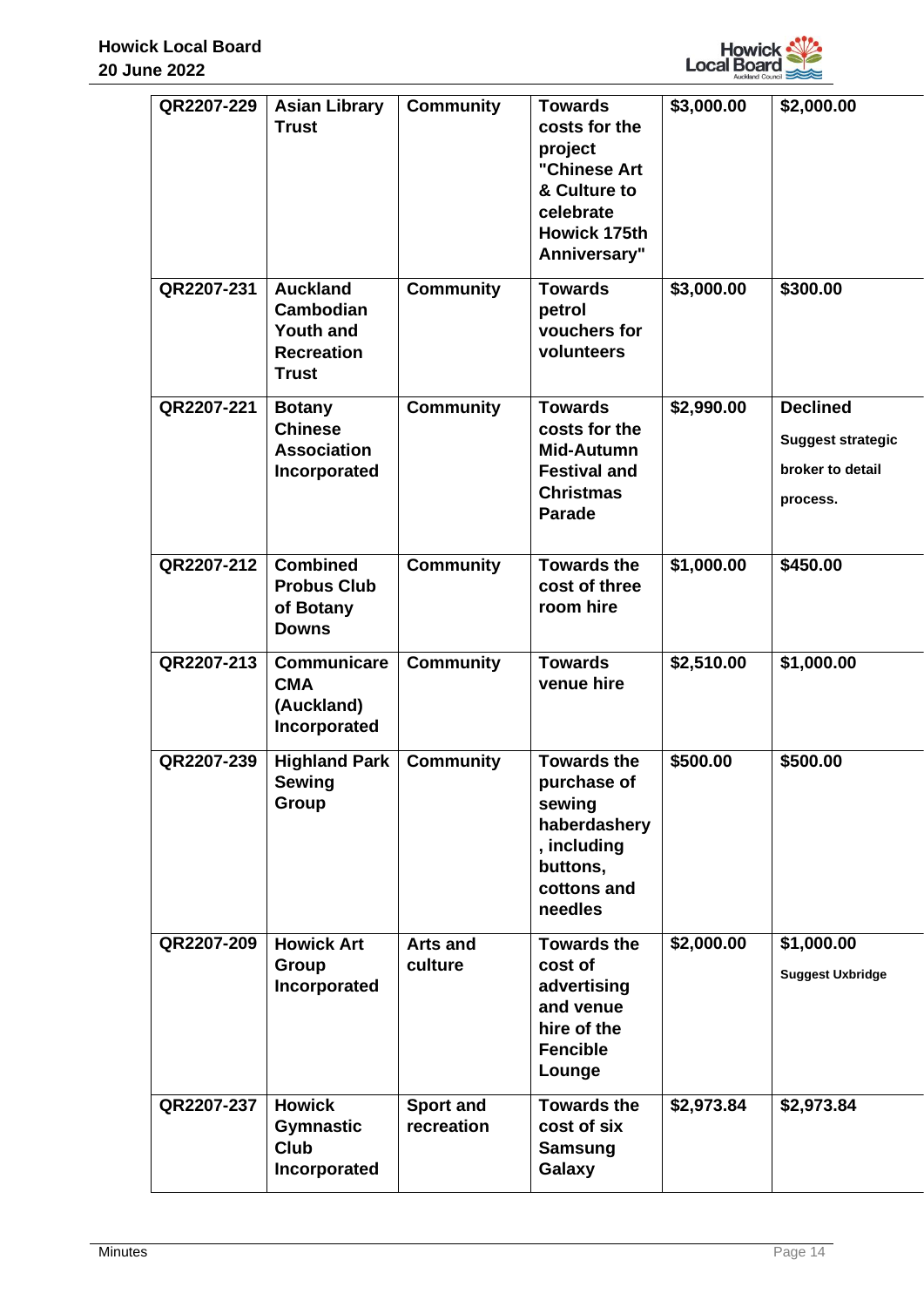| QR2207-229 | Asian Library Trust | Community | Towards costs for the project "Chinese Art & Culture to celebrate Howick 175th Anniversary" | $3,000.00 | $2,000.00 |
|---|---|---|---|---|---|
| QR2207-231 | Auckland Cambodian Youth and Recreation Trust | Community | Towards petrol vouchers for volunteers | $3,000.00 | $300.00 |
| QR2207-221 | Botany Chinese Association Incorporated | Community | Towards costs for the Mid-Autumn Festival and Christmas Parade | $2,990.00 | Declined Suggest strategic broker to detail process. |
| QR2207-212 | Combined Probus Club of Botany Downs | Community | Towards the cost of three room hire | $1,000.00 | $450.00 |
| QR2207-213 | Communicare CMA (Auckland) Incorporated | Community | Towards venue hire | $2,510.00 | $1,000.00 |
| QR2207-239 | Highland Park Sewing Group | Community | Towards the purchase of sewing haberdashery, including buttons, cottons and needles | $500.00 | $500.00 |
| QR2207-209 | Howick Art Group Incorporated | Arts and culture | Towards the cost of advertising and venue hire of the Fencible Lounge | $2,000.00 | $1,000.00 Suggest Uxbridge |
| QR2207-237 | Howick Gymnastic Club Incorporated | Sport and recreation | Towards the cost of six Samsung Galaxy | $2,973.84 | $2,973.84 |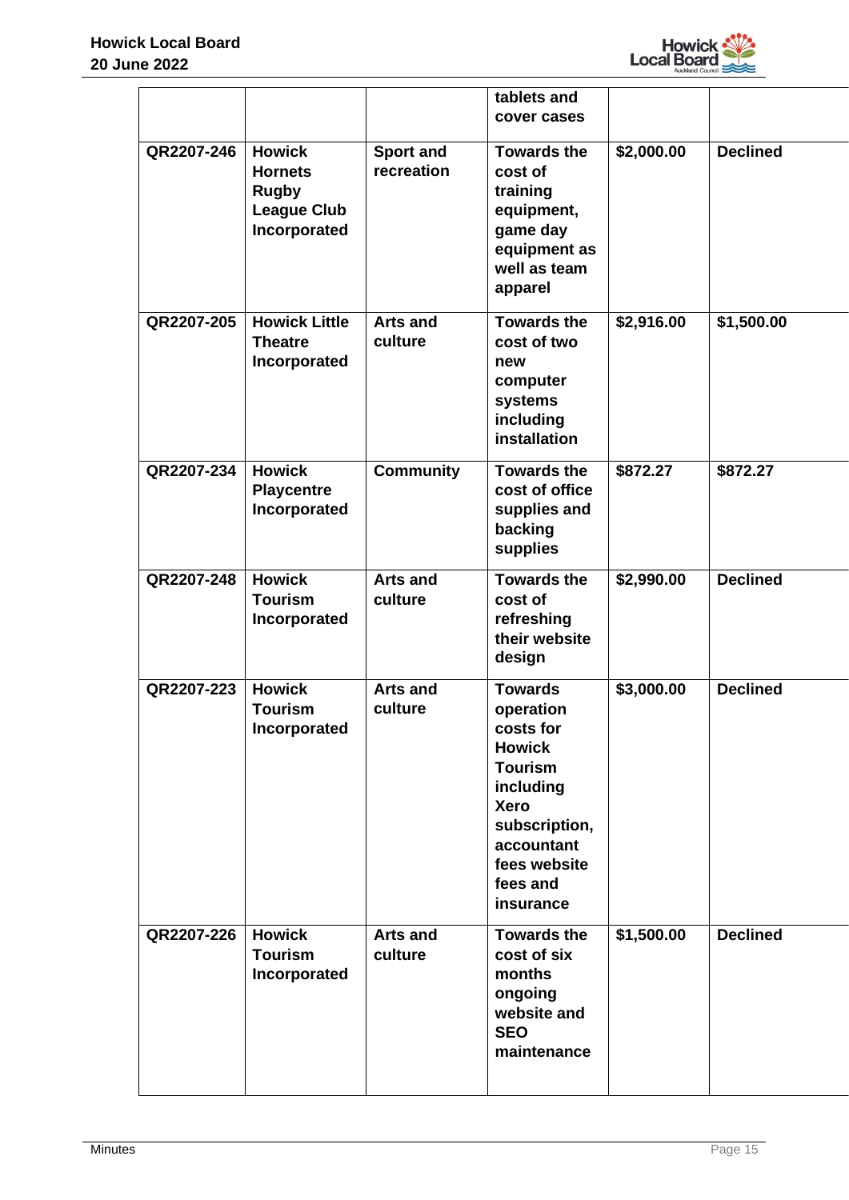| | | | tablets and cover cases | | |
|---|---|---|---|---|---|
| QR2207-246 | Howick Hornets Rugby League Club Incorporated | Sport and recreation | Towards the cost of training equipment, game day equipment as well as team apparel | $2,000.00 | Declined |
| QR2207-205 | Howick Little Theatre Incorporated | Arts and culture | Towards the cost of two new computer systems including installation | $2,916.00 | $1,500.00 |
| QR2207-234 | Howick Playcentre Incorporated | Community | Towards the cost of office supplies and backing supplies | $872.27 | $872.27 |
| QR2207-248 | Howick Tourism Incorporated | Arts and culture | Towards the cost of refreshing their website design | $2,990.00 | Declined |
| QR2207-223 | Howick Tourism Incorporated | Arts and culture | Towards operation costs for Howick Tourism including Xero subscription, accountant fees website fees and insurance | $3,000.00 | Declined |
| QR2207-226 | Howick Tourism Incorporated | Arts and culture | Towards the cost of six months ongoing website and SEO maintenance | $1,500.00 | Declined |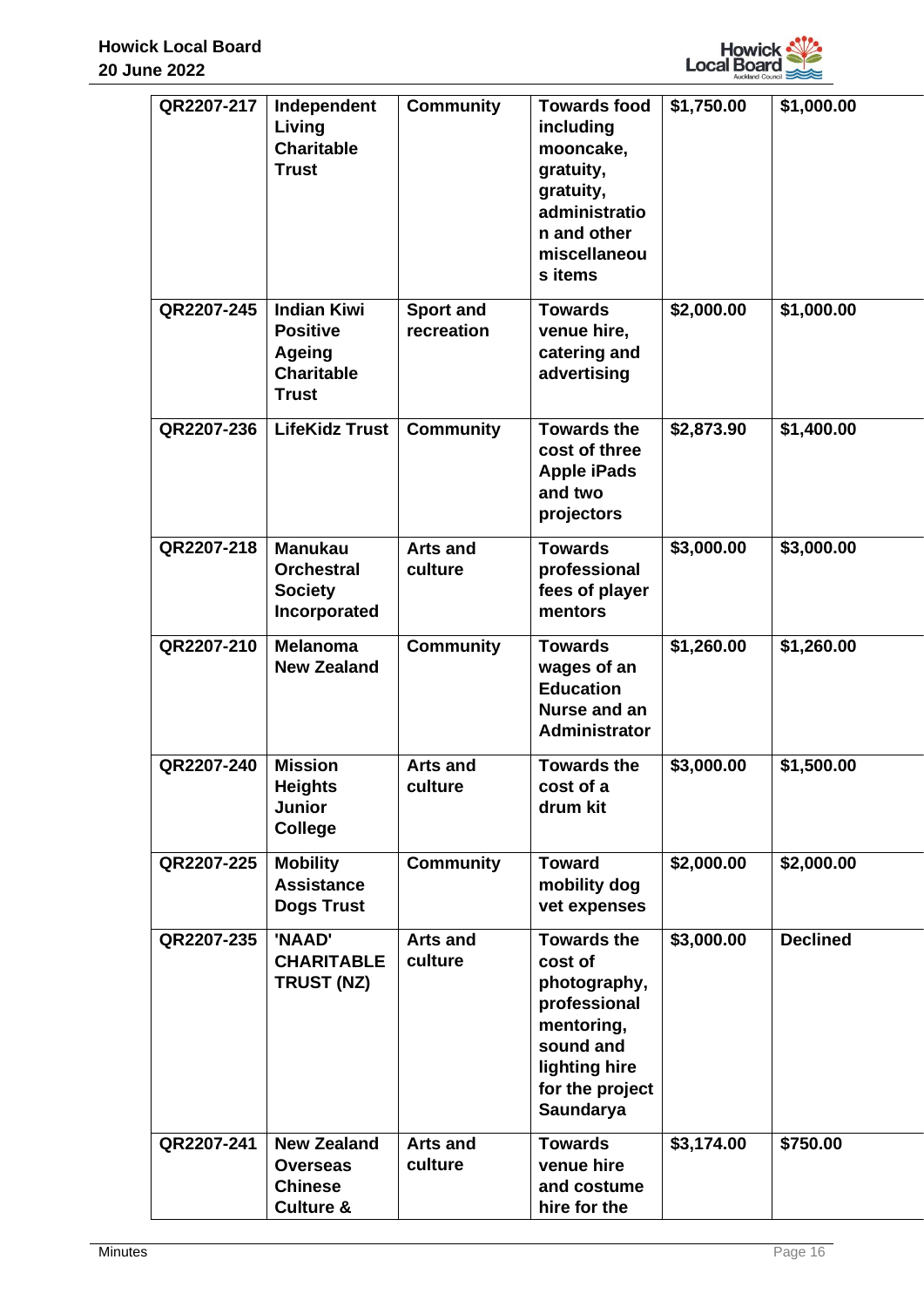| QR2207-217 | Independent Living Charitable Trust | Community | Towards food including mooncake, gratuity, gratuity, administration and other miscellaneous items | $1,750.00 | $1,000.00 |
|---|---|---|---|---|---|
| QR2207-245 | Indian Kiwi Positive Ageing Charitable Trust | Sport and recreation | Towards venue hire, catering and advertising | $2,000.00 | $1,000.00 |
| QR2207-236 | LifeKidz Trust | Community | Towards the cost of three Apple iPads and two projectors | $2,873.90 | $1,400.00 |
| QR2207-218 | Manukau Orchestral Society Incorporated | Arts and culture | Towards professional fees of player mentors | $3,000.00 | $3,000.00 |
| QR2207-210 | Melanoma New Zealand | Community | Towards wages of an Education Nurse and an Administrator | $1,260.00 | $1,260.00 |
| QR2207-240 | Mission Heights Junior College | Arts and culture | Towards the cost of a drum kit | $3,000.00 | $1,500.00 |
| QR2207-225 | Mobility Assistance Dogs Trust | Community | Toward mobility dog vet expenses | $2,000.00 | $2,000.00 |
| QR2207-235 | 'NAAD' CHARITABLE TRUST (NZ) | Arts and culture | Towards the cost of photography, professional mentoring, sound and lighting hire for the project Saundarya | $3,000.00 | Declined |
| QR2207-241 | New Zealand Overseas Chinese Culture & | Arts and culture | Towards venue hire and costume hire for the | $3,174.00 | $750.00 |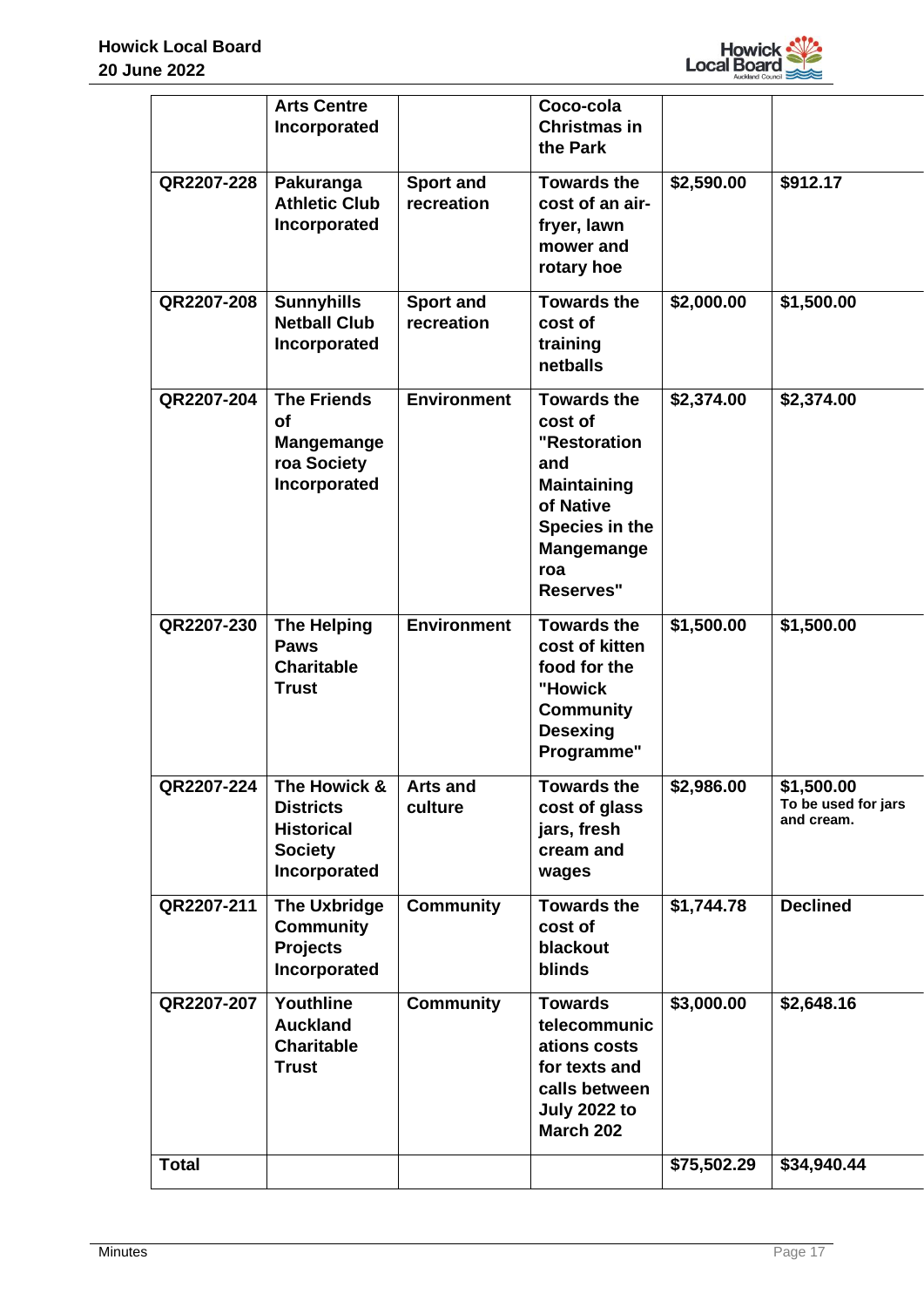|  | Arts Centre Incorporated |  | Coco-cola Christmas in the Park |  |  |
|---|---|---|---|---|---|
| QR2207-228 | Pakuranga Athletic Club Incorporated | Sport and recreation | Towards the cost of an air-fryer, lawn mower and rotary hoe | $2,590.00 | $912.17 |
| QR2207-208 | Sunnyhills Netball Club Incorporated | Sport and recreation | Towards the cost of training netballs | $2,000.00 | $1,500.00 |
| QR2207-204 | The Friends of Mangemangeroa Society Incorporated | Environment | Towards the cost of "Restoration and Maintaining of Native Species in the Mangemangeroa Reserves" | $2,374.00 | $2,374.00 |
| QR2207-230 | The Helping Paws Charitable Trust | Environment | Towards the cost of kitten food for the "Howick Community Desexing Programme" | $1,500.00 | $1,500.00 |
| QR2207-224 | The Howick & Districts Historical Society Incorporated | Arts and culture | Towards the cost of glass jars, fresh cream and wages | $2,986.00 | $1,500.00 To be used for jars and cream. |
| QR2207-211 | The Uxbridge Community Projects Incorporated | Community | Towards the cost of blackout blinds | $1,744.78 | Declined |
| QR2207-207 | Youthline Auckland Charitable Trust | Community | Towards telecommunications costs for texts and calls between July 2022 to March 202 | $3,000.00 | $2,648.16 |
| Total |  |  |  | $75,502.29 | $34,940.44 |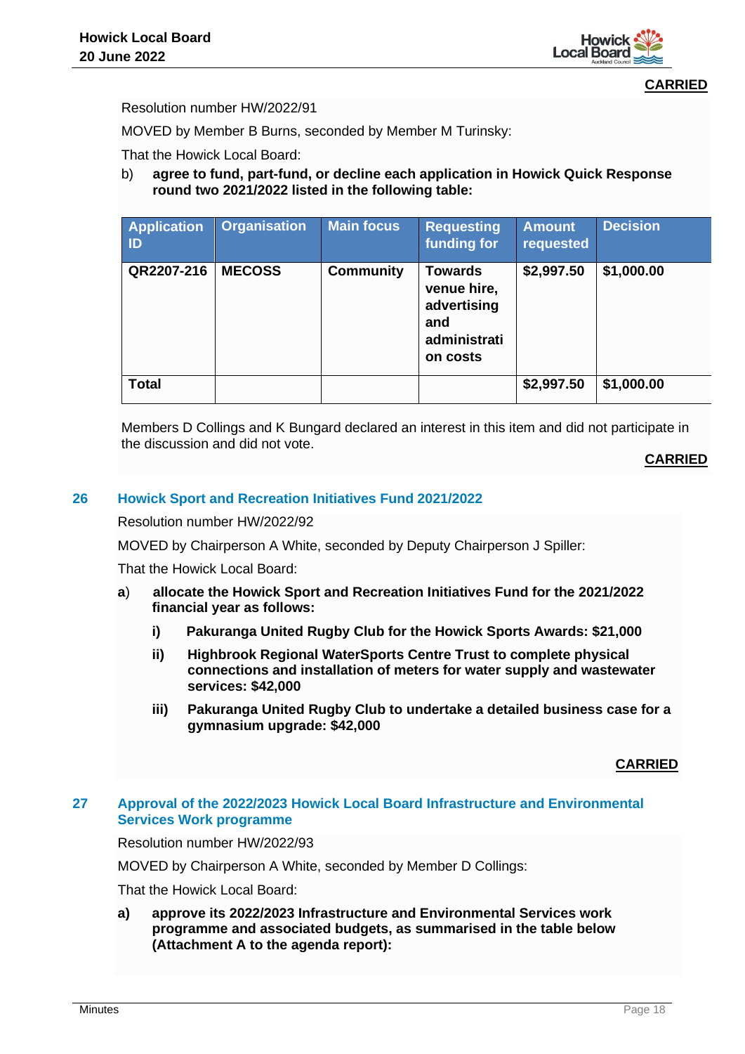**CARRIED**

Resolution number HW/2022/91

MOVED by Member B Burns, seconded by Member M Turinsky:

That the Howick Local Board:

b) **agree to fund, part-fund, or decline each application in Howick Quick Response round two 2021/2022 listed in the following table:**

| Application ID | Organisation | Main focus | Requesting funding for | Amount requested | Decision |
|---|---|---|---|---|---|
| **QR2207-216** | **MECOSS** | **Community** | **Towards venue hire, advertising and administration costs** | **$2,997.50** | **$1,000.00** |
| **Total** | | | | **$2,997.50** | **$1,000.00** |

Members D Collings and K Bungard declared an interest in this item and did not participate in the discussion and did not vote.

**CARRIED**

## 26 Howick Sport and Recreation Initiatives Fund 2021/2022

Resolution number HW/2022/92

MOVED by Chairperson A White, seconded by Deputy Chairperson J Spiller:

That the Howick Local Board:

**a) allocate the Howick Sport and Recreation Initiatives Fund for the 2021/2022 financial year as follows:**

**i) Pakuranga United Rugby Club for the Howick Sports Awards: $21,000**

**ii) Highbrook Regional WaterSports Centre Trust to complete physical connections and installation of meters for water supply and wastewater services: $42,000**

**iii) Pakuranga United Rugby Club to undertake a detailed business case for a gymnasium upgrade: $42,000**

**CARRIED**

## 27 Approval of the 2022/2023 Howick Local Board Infrastructure and Environmental Services Work programme

Resolution number HW/2022/93

MOVED by Chairperson A White, seconded by Member D Collings:

That the Howick Local Board:

**a) approve its 2022/2023 Infrastructure and Environmental Services work programme and associated budgets, as summarised in the table below (Attachment A to the agenda report):**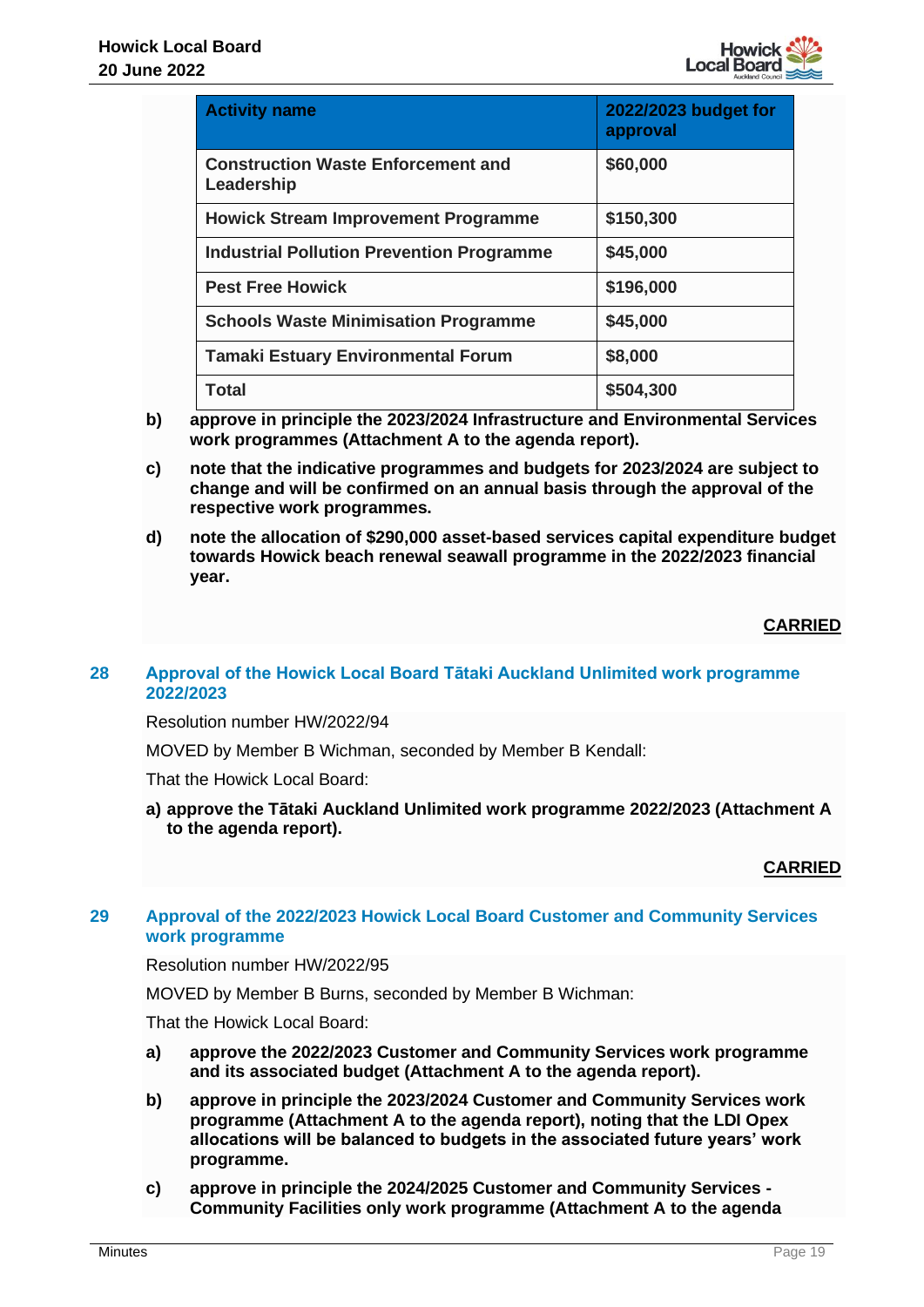| Activity name | 2022/2023 budget for approval |
|---|---|
| Construction Waste Enforcement and Leadership | $60,000 |
| Howick Stream Improvement Programme | $150,300 |
| Industrial Pollution Prevention Programme | $45,000 |
| Pest Free Howick | $196,000 |
| Schools Waste Minimisation Programme | $45,000 |
| Tamaki Estuary Environmental Forum | $8,000 |
| Total | $504,300 |

b) **approve in principle the 2023/2024 Infrastructure and Environmental Services work programmes (Attachment A to the agenda report).**

c) **note that the indicative programmes and budgets for 2023/2024 are subject to change and will be confirmed on an annual basis through the approval of the respective work programmes.**

d) **note the allocation of $290,000 asset-based services capital expenditure budget towards Howick beach renewal seawall programme in the 2022/2023 financial year.**

**CARRIED**

## 28 Approval of the Howick Local Board Tātaki Auckland Unlimited work programme 2022/2023

Resolution number HW/2022/94

MOVED by Member B Wichman, seconded by Member B Kendall:

That the Howick Local Board:

a) **approve the Tātaki Auckland Unlimited work programme 2022/2023 (Attachment A to the agenda report).**

**CARRIED**

## 29 Approval of the 2022/2023 Howick Local Board Customer and Community Services work programme

Resolution number HW/2022/95

MOVED by Member B Burns, seconded by Member B Wichman:

That the Howick Local Board:

a) **approve the 2022/2023 Customer and Community Services work programme and its associated budget (Attachment A to the agenda report).**

b) **approve in principle the 2023/2024 Customer and Community Services work programme (Attachment A to the agenda report), noting that the LDI Opex allocations will be balanced to budgets in the associated future years' work programme.**

c) **approve in principle the 2024/2025 Customer and Community Services - Community Facilities only work programme (Attachment A to the agenda**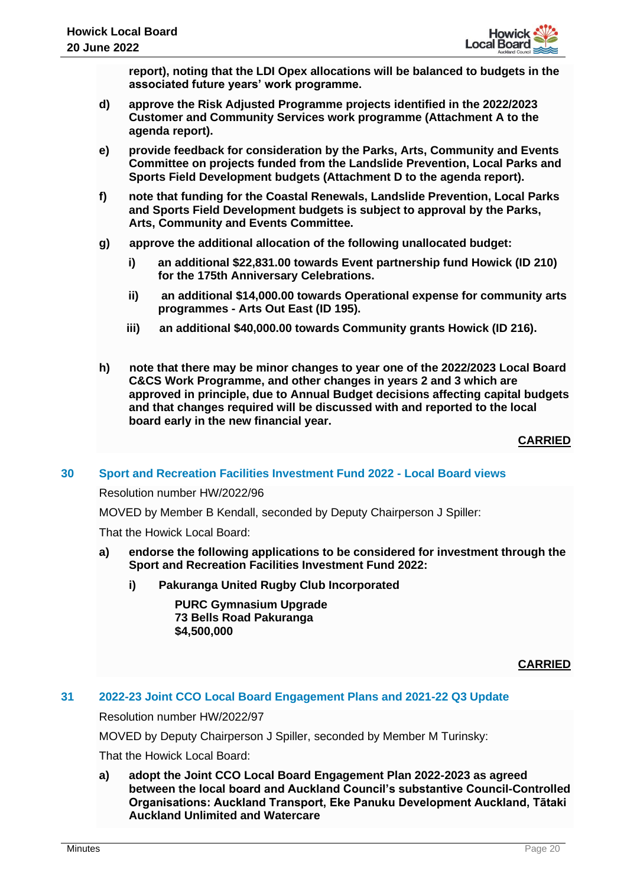**report), noting that the LDI Opex allocations will be balanced to budgets in the associated future years' work programme.**

**d) approve the Risk Adjusted Programme projects identified in the 2022/2023 Customer and Community Services work programme (Attachment A to the agenda report).**

**e) provide feedback for consideration by the Parks, Arts, Community and Events Committee on projects funded from the Landslide Prevention, Local Parks and Sports Field Development budgets (Attachment D to the agenda report).**

**f) note that funding for the Coastal Renewals, Landslide Prevention, Local Parks and Sports Field Development budgets is subject to approval by the Parks, Arts, Community and Events Committee.**

**g) approve the additional allocation of the following unallocated budget:**

**i) an additional $22,831.00 towards Event partnership fund Howick (ID 210) for the 175th Anniversary Celebrations.**

**ii) an additional $14,000.00 towards Operational expense for community arts programmes - Arts Out East (ID 195).**

**iii) an additional $40,000.00 towards Community grants Howick (ID 216).**

**h) note that there may be minor changes to year one of the 2022/2023 Local Board C&CS Work Programme, and other changes in years 2 and 3 which are approved in principle, due to Annual Budget decisions affecting capital budgets and that changes required will be discussed with and reported to the local board early in the new financial year.**

**CARRIED**

## 30 Sport and Recreation Facilities Investment Fund 2022 - Local Board views

Resolution number HW/2022/96

MOVED by Member B Kendall, seconded by Deputy Chairperson J Spiller:

That the Howick Local Board:

**a) endorse the following applications to be considered for investment through the Sport and Recreation Facilities Investment Fund 2022:**

**i) Pakuranga United Rugby Club Incorporated**

**PURC Gymnasium Upgrade**
**73 Bells Road Pakuranga**
**$4,500,000**

**CARRIED**

## 31 2022-23 Joint CCO Local Board Engagement Plans and 2021-22 Q3 Update

Resolution number HW/2022/97

MOVED by Deputy Chairperson J Spiller, seconded by Member M Turinsky:

That the Howick Local Board:

**a) adopt the Joint CCO Local Board Engagement Plan 2022-2023 as agreed between the local board and Auckland Council's substantive Council-Controlled Organisations: Auckland Transport, Eke Panuku Development Auckland, Tātaki Auckland Unlimited and Watercare**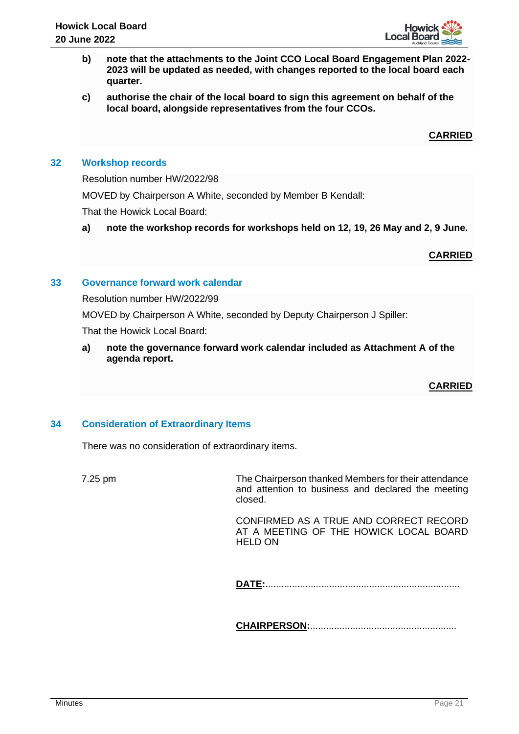b) **note that the attachments to the Joint CCO Local Board Engagement Plan 2022-2023 will be updated as needed, with changes reported to the local board each quarter.**

c) **authorise the chair of the local board to sign this agreement on behalf of the local board, alongside representatives from the four CCOs.**

**CARRIED**

## 32 Workshop records

Resolution number HW/2022/98

MOVED by Chairperson A White, seconded by Member B Kendall:

That the Howick Local Board:

a) **note the workshop records for workshops held on 12, 19, 26 May and 2, 9 June.**

**CARRIED**

## 33 Governance forward work calendar

Resolution number HW/2022/99

MOVED by Chairperson A White, seconded by Deputy Chairperson J Spiller:

That the Howick Local Board:

a) **note the governance forward work calendar included as Attachment A of the agenda report.**

**CARRIED**

## 34 Consideration of Extraordinary Items

There was no consideration of extraordinary items.

7.25 pm

The Chairperson thanked Members for their attendance and attention to business and declared the meeting closed.

CONFIRMED AS A TRUE AND CORRECT RECORD AT A MEETING OF THE HOWICK LOCAL BOARD HELD ON

**DATE:**.........................................................................

**CHAIRPERSON:**.......................................................